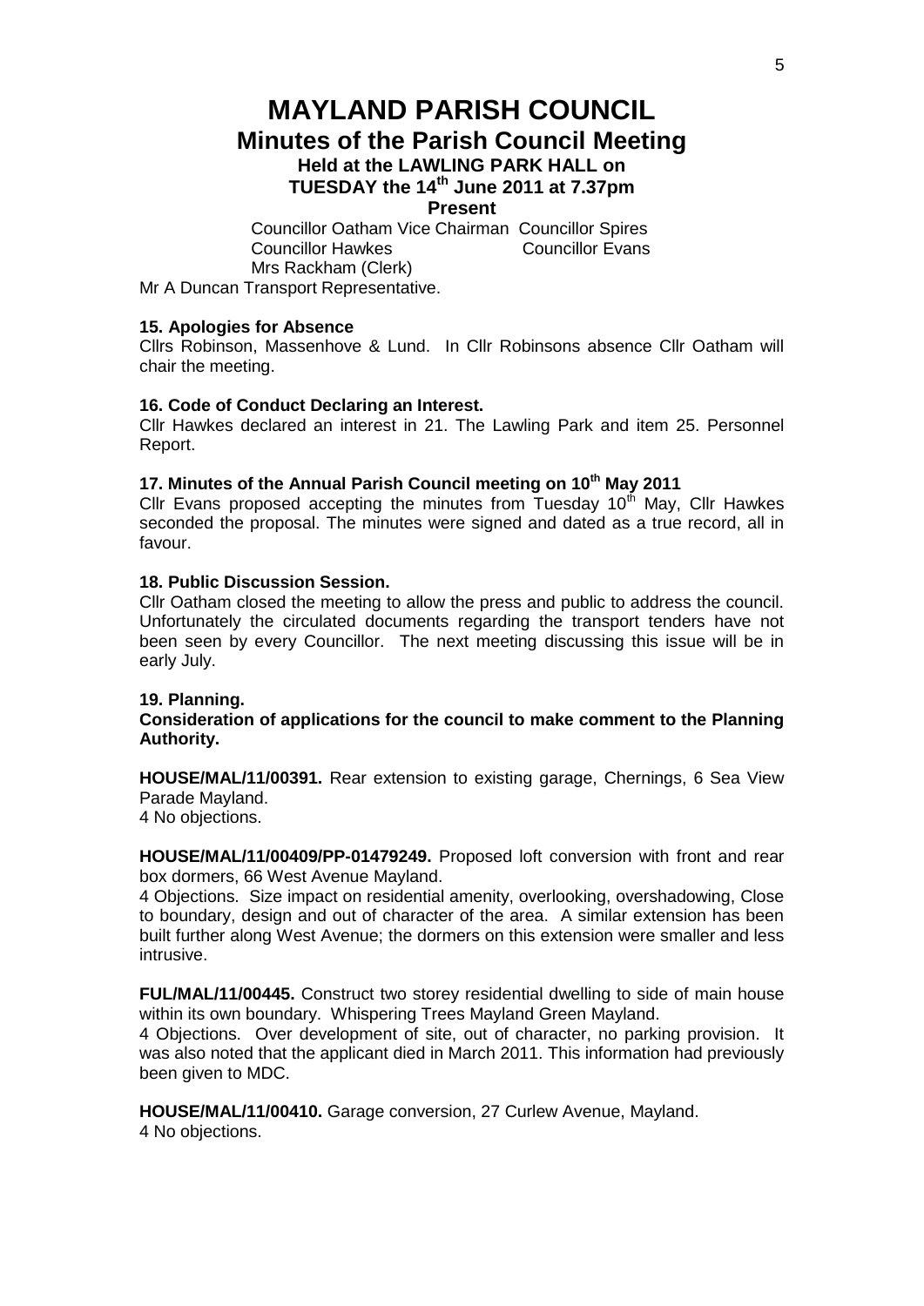# MAYLAND PARISH COUNCIL

## Minutes of the Parish Council Meeting

### Held at the LAWLING PARK HALL on TUESDAY the 14th June 2011 at 7.37pm

**Present**

Councillor Oatham Vice Chairman  Councillor Spires
Councillor Hawkes  Councillor Evans
Mrs Rackham (Clerk)
Mr A Duncan Transport Representative.

**15. Apologies for Absence**

Cllrs Robinson, Massenhove & Lund. In Cllr Robinsons absence Cllr Oatham will chair the meeting.

**16. Code of Conduct Declaring an Interest.**

Cllr Hawkes declared an interest in 21. The Lawling Park and item 25. Personnel Report.

**17. Minutes of the Annual Parish Council meeting on 10th May 2011**

Cllr Evans proposed accepting the minutes from Tuesday 10th May, Cllr Hawkes seconded the proposal. The minutes were signed and dated as a true record, all in favour.

**18. Public Discussion Session.**

Cllr Oatham closed the meeting to allow the press and public to address the council. Unfortunately the circulated documents regarding the transport tenders have not been seen by every Councillor. The next meeting discussing this issue will be in early July.

**19. Planning.**

**Consideration of applications for the council to make comment to the Planning Authority.**

**HOUSE/MAL/11/00391.** Rear extension to existing garage, Chernings, 6 Sea View Parade Mayland.
4 No objections.

**HOUSE/MAL/11/00409/PP-01479249.** Proposed loft conversion with front and rear box dormers, 66 West Avenue Mayland.
4 Objections. Size impact on residential amenity, overlooking, overshadowing, Close to boundary, design and out of character of the area. A similar extension has been built further along West Avenue; the dormers on this extension were smaller and less intrusive.

**FUL/MAL/11/00445.** Construct two storey residential dwelling to side of main house within its own boundary. Whispering Trees Mayland Green Mayland.
4 Objections. Over development of site, out of character, no parking provision. It was also noted that the applicant died in March 2011. This information had previously been given to MDC.

**HOUSE/MAL/11/00410.** Garage conversion, 27 Curlew Avenue, Mayland.
4 No objections.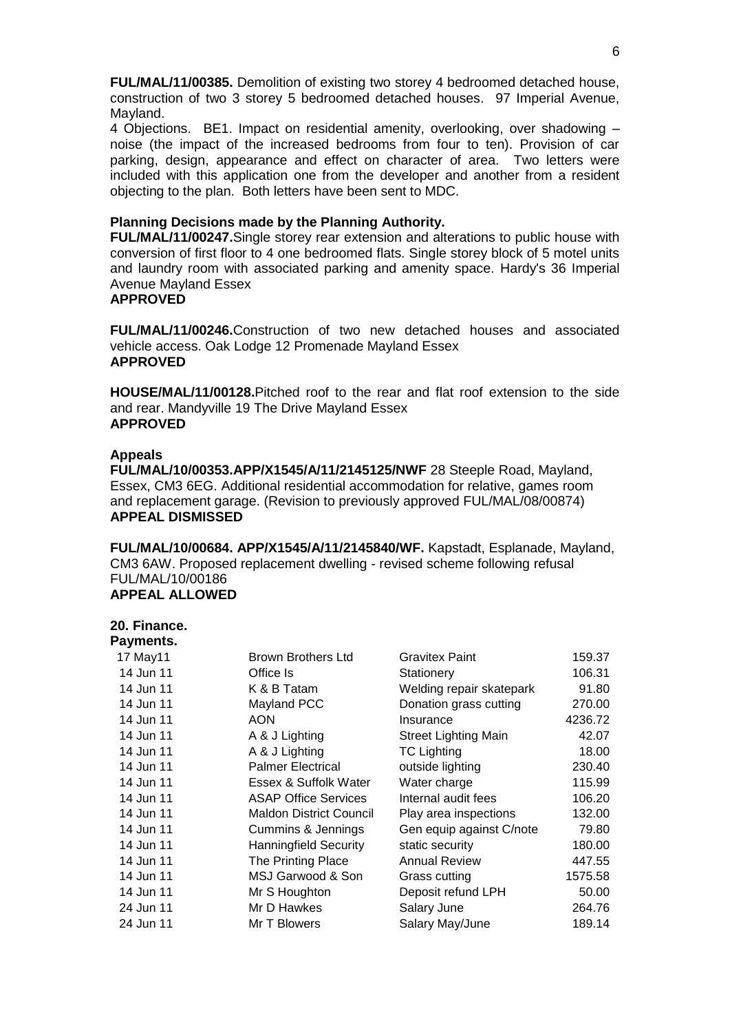**FUL/MAL/11/00385.** Demolition of existing two storey 4 bedroomed detached house, construction of two 3 storey 5 bedroomed detached houses. 97 Imperial Avenue, Mayland.

4 Objections. BE1. Impact on residential amenity, overlooking, over shadowing – noise (the impact of the increased bedrooms from four to ten). Provision of car parking, design, appearance and effect on character of area. Two letters were included with this application one from the developer and another from a resident objecting to the plan. Both letters have been sent to MDC.

**Planning Decisions made by the Planning Authority.**

**FUL/MAL/11/00247.**Single storey rear extension and alterations to public house with conversion of first floor to 4 one bedroomed flats. Single storey block of 5 motel units and laundry room with associated parking and amenity space. Hardy's 36 Imperial Avenue Mayland Essex
**APPROVED**

**FUL/MAL/11/00246.**Construction of two new detached houses and associated vehicle access. Oak Lodge 12 Promenade Mayland Essex
**APPROVED**

**HOUSE/MAL/11/00128.**Pitched roof to the rear and flat roof extension to the side and rear. Mandyville 19 The Drive Mayland Essex
**APPROVED**

**Appeals**

**FUL/MAL/10/00353.APP/X1545/A/11/2145125/NWF** 28 Steeple Road, Mayland, Essex, CM3 6EG. Additional residential accommodation for relative, games room and replacement garage. (Revision to previously approved FUL/MAL/08/00874)
**APPEAL DISMISSED**

**FUL/MAL/10/00684. APP/X1545/A/11/2145840/WF.** Kapstadt, Esplanade, Mayland, CM3 6AW. Proposed replacement dwelling - revised scheme following refusal FUL/MAL/10/00186
**APPEAL ALLOWED**

**20. Finance.**
**Payments.**

| | | | |
|---|---|---|---|
| 17 May11 | Brown Brothers Ltd | Gravitex Paint | 159.37 |
| 14 Jun 11 | Office Is | Stationery | 106.31 |
| 14 Jun 11 | K & B Tatam | Welding repair skatepark | 91.80 |
| 14 Jun 11 | Mayland PCC | Donation grass cutting | 270.00 |
| 14 Jun 11 | AON | Insurance | 4236.72 |
| 14 Jun 11 | A & J Lighting | Street Lighting Main | 42.07 |
| 14 Jun 11 | A & J Lighting | TC Lighting | 18.00 |
| 14 Jun 11 | Palmer Electrical | outside lighting | 230.40 |
| 14 Jun 11 | Essex & Suffolk Water | Water charge | 115.99 |
| 14 Jun 11 | ASAP Office Services | Internal audit fees | 106.20 |
| 14 Jun 11 | Maldon District Council | Play area inspections | 132.00 |
| 14 Jun 11 | Cummins & Jennings | Gen equip against C/note | 79.80 |
| 14 Jun 11 | Hanningfield Security | static security | 180.00 |
| 14 Jun 11 | The Printing Place | Annual Review | 447.55 |
| 14 Jun 11 | MSJ Garwood & Son | Grass cutting | 1575.58 |
| 14 Jun 11 | Mr S Houghton | Deposit refund LPH | 50.00 |
| 24 Jun 11 | Mr D Hawkes | Salary June | 264.76 |
| 24 Jun 11 | Mr T Blowers | Salary May/June | 189.14 |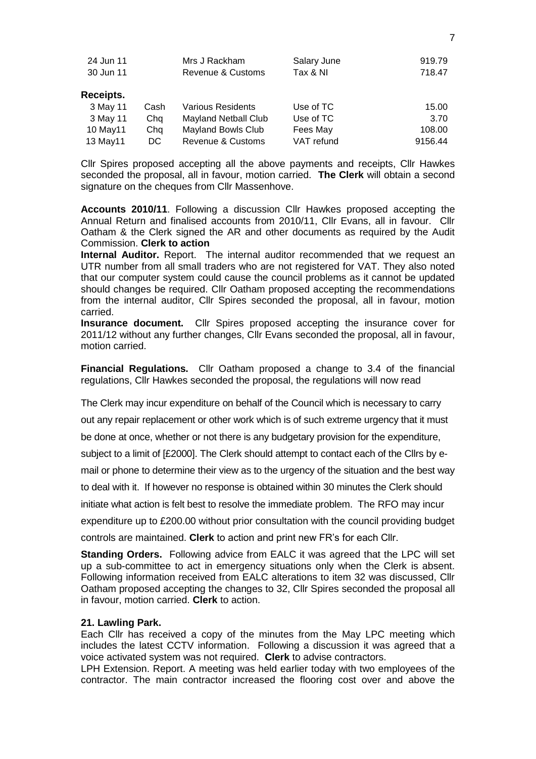| | | | | |
|---|---|---|---|---|
| 24 Jun 11 | | Mrs J Rackham | Salary June | 919.79 |
| 30 Jun 11 | | Revenue & Customs | Tax & NI | 718.47 |

**Receipts.**

| | | | | |
|---|---|---|---|---|
| 3 May 11 | Cash | Various Residents | Use of TC | 15.00 |
| 3 May 11 | Chq | Mayland Netball Club | Use of TC | 3.70 |
| 10 May11 | Chq | Mayland Bowls Club | Fees May | 108.00 |
| 13 May11 | DC | Revenue & Customs | VAT refund | 9156.44 |

Cllr Spires proposed accepting all the above payments and receipts, Cllr Hawkes seconded the proposal, all in favour, motion carried. **The Clerk** will obtain a second signature on the cheques from Cllr Massenhove.

**Accounts 2010/11**. Following a discussion Cllr Hawkes proposed accepting the Annual Return and finalised accounts from 2010/11, Cllr Evans, all in favour. Cllr Oatham & the Clerk signed the AR and other documents as required by the Audit Commission. **Clerk to action**

**Internal Auditor.** Report. The internal auditor recommended that we request an UTR number from all small traders who are not registered for VAT. They also noted that our computer system could cause the council problems as it cannot be updated should changes be required. Cllr Oatham proposed accepting the recommendations from the internal auditor, Cllr Spires seconded the proposal, all in favour, motion carried.

**Insurance document.** Cllr Spires proposed accepting the insurance cover for 2011/12 without any further changes, Cllr Evans seconded the proposal, all in favour, motion carried.

**Financial Regulations.** Cllr Oatham proposed a change to 3.4 of the financial regulations, Cllr Hawkes seconded the proposal, the regulations will now read

The Clerk may incur expenditure on behalf of the Council which is necessary to carry out any repair replacement or other work which is of such extreme urgency that it must be done at once, whether or not there is any budgetary provision for the expenditure, subject to a limit of [£2000]. The Clerk should attempt to contact each of the Cllrs by e-mail or phone to determine their view as to the urgency of the situation and the best way to deal with it. If however no response is obtained within 30 minutes the Clerk should initiate what action is felt best to resolve the immediate problem. The RFO may incur expenditure up to £200.00 without prior consultation with the council providing budget controls are maintained. **Clerk** to action and print new FR's for each Cllr.

**Standing Orders.** Following advice from EALC it was agreed that the LPC will set up a sub-committee to act in emergency situations only when the Clerk is absent. Following information received from EALC alterations to item 32 was discussed, Cllr Oatham proposed accepting the changes to 32, Cllr Spires seconded the proposal all in favour, motion carried. **Clerk** to action.

**21. Lawling Park.**

Each Cllr has received a copy of the minutes from the May LPC meeting which includes the latest CCTV information. Following a discussion it was agreed that a voice activated system was not required. **Clerk** to advise contractors.

LPH Extension. Report. A meeting was held earlier today with two employees of the contractor. The main contractor increased the flooring cost over and above the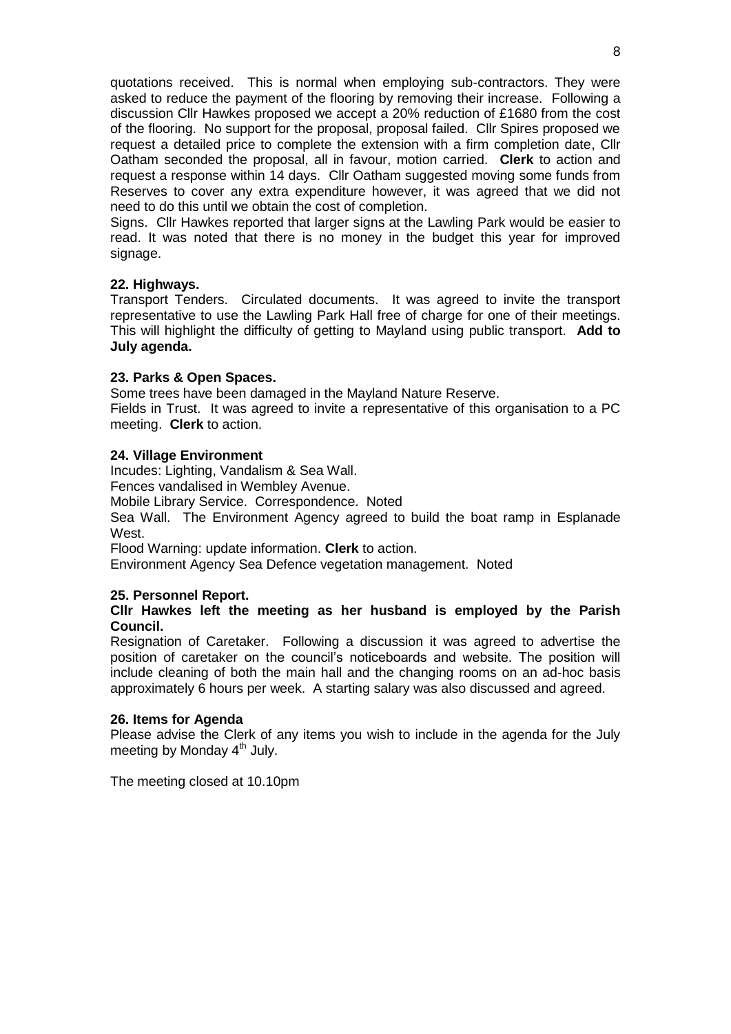quotations received. This is normal when employing sub-contractors. They were asked to reduce the payment of the flooring by removing their increase. Following a discussion Cllr Hawkes proposed we accept a 20% reduction of £1680 from the cost of the flooring. No support for the proposal, proposal failed. Cllr Spires proposed we request a detailed price to complete the extension with a firm completion date, Cllr Oatham seconded the proposal, all in favour, motion carried. **Clerk** to action and request a response within 14 days. Cllr Oatham suggested moving some funds from Reserves to cover any extra expenditure however, it was agreed that we did not need to do this until we obtain the cost of completion.

Signs. Cllr Hawkes reported that larger signs at the Lawling Park would be easier to read. It was noted that there is no money in the budget this year for improved signage.

**22. Highways.**

Transport Tenders. Circulated documents. It was agreed to invite the transport representative to use the Lawling Park Hall free of charge for one of their meetings. This will highlight the difficulty of getting to Mayland using public transport. **Add to July agenda.**

**23. Parks & Open Spaces.**

Some trees have been damaged in the Mayland Nature Reserve.

Fields in Trust. It was agreed to invite a representative of this organisation to a PC meeting. **Clerk** to action.

**24. Village Environment**

Incudes: Lighting, Vandalism & Sea Wall.

Fences vandalised in Wembley Avenue.

Mobile Library Service. Correspondence. Noted

Sea Wall. The Environment Agency agreed to build the boat ramp in Esplanade West.

Flood Warning: update information. **Clerk** to action.

Environment Agency Sea Defence vegetation management. Noted

**25. Personnel Report.**

**Cllr Hawkes left the meeting as her husband is employed by the Parish Council.**

Resignation of Caretaker. Following a discussion it was agreed to advertise the position of caretaker on the council's noticeboards and website. The position will include cleaning of both the main hall and the changing rooms on an ad-hoc basis approximately 6 hours per week. A starting salary was also discussed and agreed.

**26. Items for Agenda**

Please advise the Clerk of any items you wish to include in the agenda for the July meeting by Monday 4th July.

The meeting closed at 10.10pm